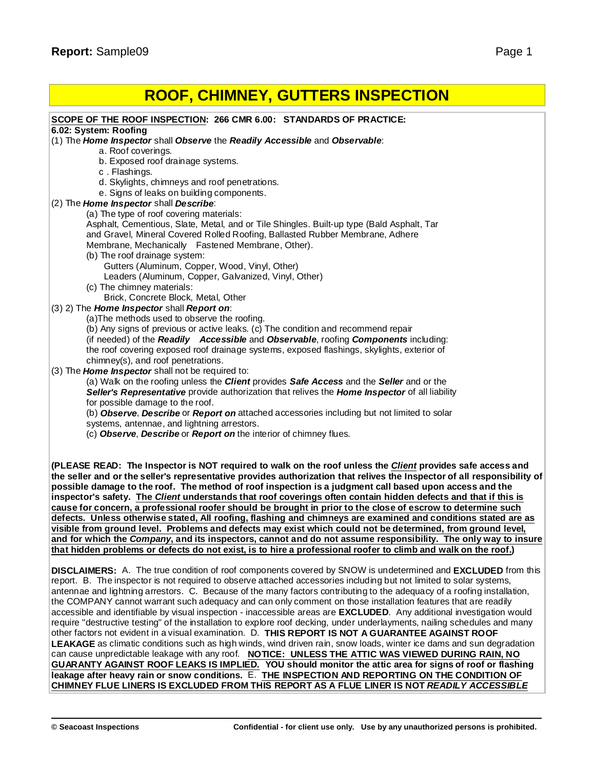# ROOF, CHIMNEY, GUTTERS INSPECTION

**SCOPE OF THE ROOF INSPECTION: 266 CMR 6.00: STANDARDS OF PRACTICE:**

**6.02: System: Roofing**

(1) The ***Home Inspector*** shall ***Observe*** the ***Readily Accessible*** and ***Observable***:

- a. Roof coverings.
- b. Exposed roof drainage systems.
- c . Flashings.
- d. Skylights, chimneys and roof penetrations.
- e. Signs of leaks on building components.

(2) The ***Home Inspector*** shall ***Describe***:

(a) The type of roof covering materials:
Asphalt, Cementious, Slate, Metal, and or Tile Shingles. Built-up type (Bald Asphalt, Tar and Gravel, Mineral Covered Rolled Roofing, Ballasted Rubber Membrane, Adhere Membrane, Mechanically Fastened Membrane, Other).

(b) The roof drainage system:
Gutters (Aluminum, Copper, Wood, Vinyl, Other)
Leaders (Aluminum, Copper, Galvanized, Vinyl, Other)

(c) The chimney materials:
Brick, Concrete Block, Metal, Other

(3) 2) The ***Home Inspector*** shall ***Report on***:

(a)The methods used to observe the roofing.
(b) Any signs of previous or active leaks. (c) The condition and recommend repair (if needed) of the ***Readily Accessible*** and ***Observable***, roofing ***Components*** including: the roof covering exposed roof drainage systems, exposed flashings, skylights, exterior of chimney(s), and roof penetrations.

(3) The ***Home Inspector*** shall not be required to:

(a) Walk on the roofing unless the ***Client*** provides ***Safe Access*** and the ***Seller*** and or the ***Seller's Representative*** provide authorization that relives the ***Home Inspector*** of all liability for possible damage to the roof.
(b) ***Observe***, ***Describe*** or ***Report on*** attached accessories including but not limited to solar systems, antennae, and lightning arrestors.
(c) ***Observe***, ***Describe*** or ***Report on*** the interior of chimney flues.

**(PLEASE READ: The Inspector is NOT required to walk on the roof unless the *Client* provides safe access and the seller and or the seller's representative provides authorization that relives the Inspector of all responsibility of possible damage to the roof. The method of roof inspection is a judgment call based upon access and the inspector's safety. The *Client* understands that roof coverings often contain hidden defects and that if this is cause for concern, a professional roofer should be brought in prior to the close of escrow to determine such defects. Unless otherwise stated, All roofing, flashing and chimneys are examined and conditions stated are as visible from ground level. Problems and defects may exist which could not be determined, from ground level, and for which the *Company*, and its inspectors, cannot and do not assume responsibility. The only way to insure that hidden problems or defects do not exist, is to hire a professional roofer to climb and walk on the roof.)**

**DISCLAIMERS:** A. The true condition of roof components covered by SNOW is undetermined and **EXCLUDED** from this report. B. The inspector is not required to observe attached accessories including but not limited to solar systems, antennae and lightning arrestors. C. Because of the many factors contributing to the adequacy of a roofing installation, the COMPANY cannot warrant such adequacy and can only comment on those installation features that are readily accessible and identifiable by visual inspection - inaccessible areas are **EXCLUDED**. Any additional investigation would require "destructive testing" of the installation to explore roof decking, under underlayments, nailing schedules and many other factors not evident in a visual examination. D. **THIS REPORT IS NOT A GUARANTEE AGAINST ROOF LEAKAGE** as climatic conditions such as high winds, wind driven rain, snow loads, winter ice dams and sun degradation can cause unpredictable leakage with any roof. **NOTICE: UNLESS THE ATTIC WAS VIEWED DURING RAIN, NO GUARANTY AGAINST ROOF LEAKS IS IMPLIED. YOU should monitor the attic area for signs of roof or flashing leakage after heavy rain or snow conditions.** E. **THE INSPECTION AND REPORTING ON THE CONDITION OF CHIMNEY FLUE LINERS IS EXCLUDED FROM THIS REPORT AS A FLUE LINER IS NOT *READILY ACCESSIBLE***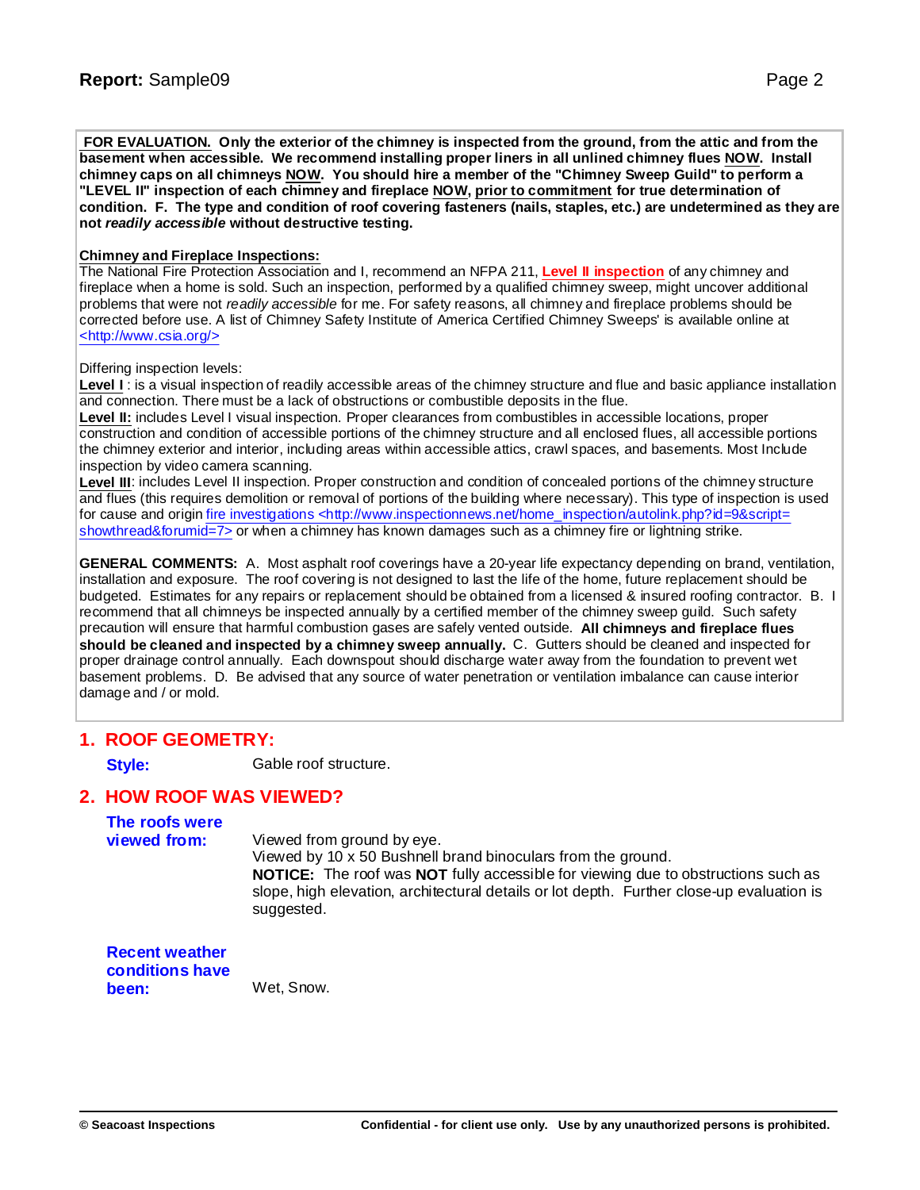**FOR EVALUATION. Only the exterior of the chimney is inspected from the ground, from the attic and from the basement when accessible. We recommend installing proper liners in all unlined chimney flues NOW. Install chimney caps on all chimneys NOW. You should hire a member of the "Chimney Sweep Guild" to perform a "LEVEL II" inspection of each chimney and fireplace NOW, prior to commitment for true determination of condition. F. The type and condition of roof covering fasteners (nails, staples, etc.) are undetermined as they are not *readily accessible* without destructive testing.**

**Chimney and Fireplace Inspections:**
The National Fire Protection Association and I, recommend an NFPA 211, **Level II inspection** of any chimney and fireplace when a home is sold. Such an inspection, performed by a qualified chimney sweep, might uncover additional problems that were not *readily accessible* for me. For safety reasons, all chimney and fireplace problems should be corrected before use. A list of Chimney Safety Institute of America Certified Chimney Sweeps' is available online at <http://www.csia.org/>

Differing inspection levels:
**Level I** : is a visual inspection of readily accessible areas of the chimney structure and flue and basic appliance installation and connection. There must be a lack of obstructions or combustible deposits in the flue.
**Level II:** includes Level I visual inspection. Proper clearances from combustibles in accessible locations, proper construction and condition of accessible portions of the chimney structure and all enclosed flues, all accessible portions the chimney exterior and interior, including areas within accessible attics, crawl spaces, and basements. Most Include inspection by video camera scanning.
**Level III**: includes Level II inspection. Proper construction and condition of concealed portions of the chimney structure and flues (this requires demolition or removal of portions of the building where necessary). This type of inspection is used for cause and origin fire investigations <http://www.inspectionnews.net/home_inspection/autolink.php?id=9&script=showthread&forumid=7> or when a chimney has known damages such as a chimney fire or lightning strike.

**GENERAL COMMENTS:** A. Most asphalt roof coverings have a 20-year life expectancy depending on brand, ventilation, installation and exposure. The roof covering is not designed to last the life of the home, future replacement should be budgeted. Estimates for any repairs or replacement should be obtained from a licensed & insured roofing contractor. B. I recommend that all chimneys be inspected annually by a certified member of the chimney sweep guild. Such safety precaution will ensure that harmful combustion gases are safely vented outside. **All chimneys and fireplace flues should be cleaned and inspected by a chimney sweep annually.** C. Gutters should be cleaned and inspected for proper drainage control annually. Each downspout should discharge water away from the foundation to prevent wet basement problems. D. Be advised that any source of water penetration or ventilation imbalance can cause interior damage and / or mold.

## 1. ROOF GEOMETRY:

**Style:** Gable roof structure.

## 2. HOW ROOF WAS VIEWED?

**The roofs were viewed from:**
Viewed from ground by eye.
Viewed by 10 x 50 Bushnell brand binoculars from the ground.
**NOTICE:** The roof was **NOT** fully accessible for viewing due to obstructions such as slope, high elevation, architectural details or lot depth. Further close-up evaluation is suggested.

**Recent weather conditions have been:** Wet, Snow.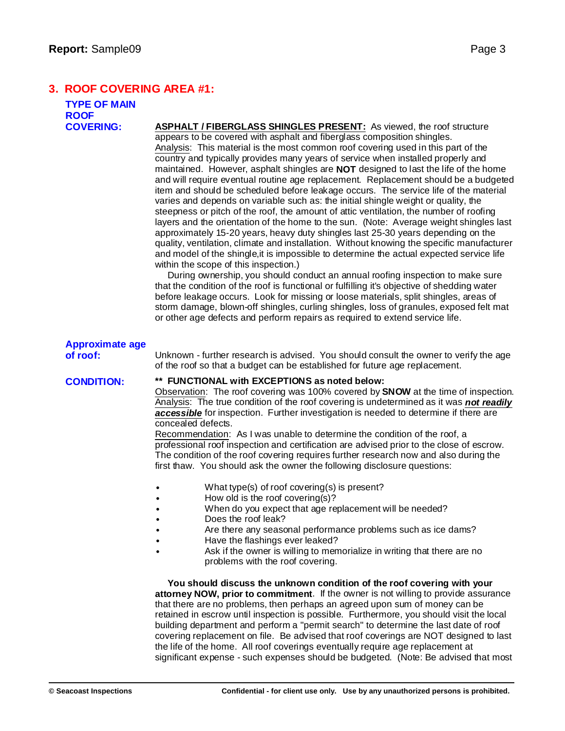## 3. ROOF COVERING AREA #1:

**TYPE OF MAIN ROOF COVERING:**

**ASPHALT / FIBERGLASS SHINGLES PRESENT:** As viewed, the roof structure appears to be covered with asphalt and fiberglass composition shingles.
Analysis: This material is the most common roof covering used in this part of the country and typically provides many years of service when installed properly and maintained. However, asphalt shingles are **NOT** designed to last the life of the home and will require eventual routine age replacement. Replacement should be a budgeted item and should be scheduled before leakage occurs. The service life of the material varies and depends on variable such as: the initial shingle weight or quality, the steepness or pitch of the roof, the amount of attic ventilation, the number of roofing layers and the orientation of the home to the sun. (Note: Average weight shingles last approximately 15-20 years, heavy duty shingles last 25-30 years depending on the quality, ventilation, climate and installation. Without knowing the specific manufacturer and model of the shingle,it is impossible to determine the actual expected service life within the scope of this inspection.)

During ownership, you should conduct an annual roofing inspection to make sure that the condition of the roof is functional or fulfilling it's objective of shedding water before leakage occurs. Look for missing or loose materials, split shingles, areas of storm damage, blown-off shingles, curling shingles, loss of granules, exposed felt mat or other age defects and perform repairs as required to extend service life.

**Approximate age of roof:**

Unknown - further research is advised. You should consult the owner to verify the age of the roof so that a budget can be established for future age replacement.

**CONDITION:**

**\*\* FUNCTIONAL with EXCEPTIONS as noted below:**
Observation: The roof covering was 100% covered by **SNOW** at the time of inspection.
Analysis: The true condition of the roof covering is undetermined as it was ***not readily accessible*** for inspection. Further investigation is needed to determine if there are concealed defects.
Recommendation: As I was unable to determine the condition of the roof, a professional roof inspection and certification are advised prior to the close of escrow. The condition of the roof covering requires further research now and also during the first thaw. You should ask the owner the following disclosure questions:

- What type(s) of roof covering(s) is present?
- How old is the roof covering(s)?
- When do you expect that age replacement will be needed?
- Does the roof leak?
- Are there any seasonal performance problems such as ice dams?
- Have the flashings ever leaked?
- Ask if the owner is willing to memorialize in writing that there are no problems with the roof covering.

**You should discuss the unknown condition of the roof covering with your attorney NOW, prior to commitment**. If the owner is not willing to provide assurance that there are no problems, then perhaps an agreed upon sum of money can be retained in escrow until inspection is possible. Furthermore, you should visit the local building department and perform a "permit search" to determine the last date of roof covering replacement on file. Be advised that roof coverings are NOT designed to last the life of the home. All roof coverings eventually require age replacement at significant expense - such expenses should be budgeted. (Note: Be advised that most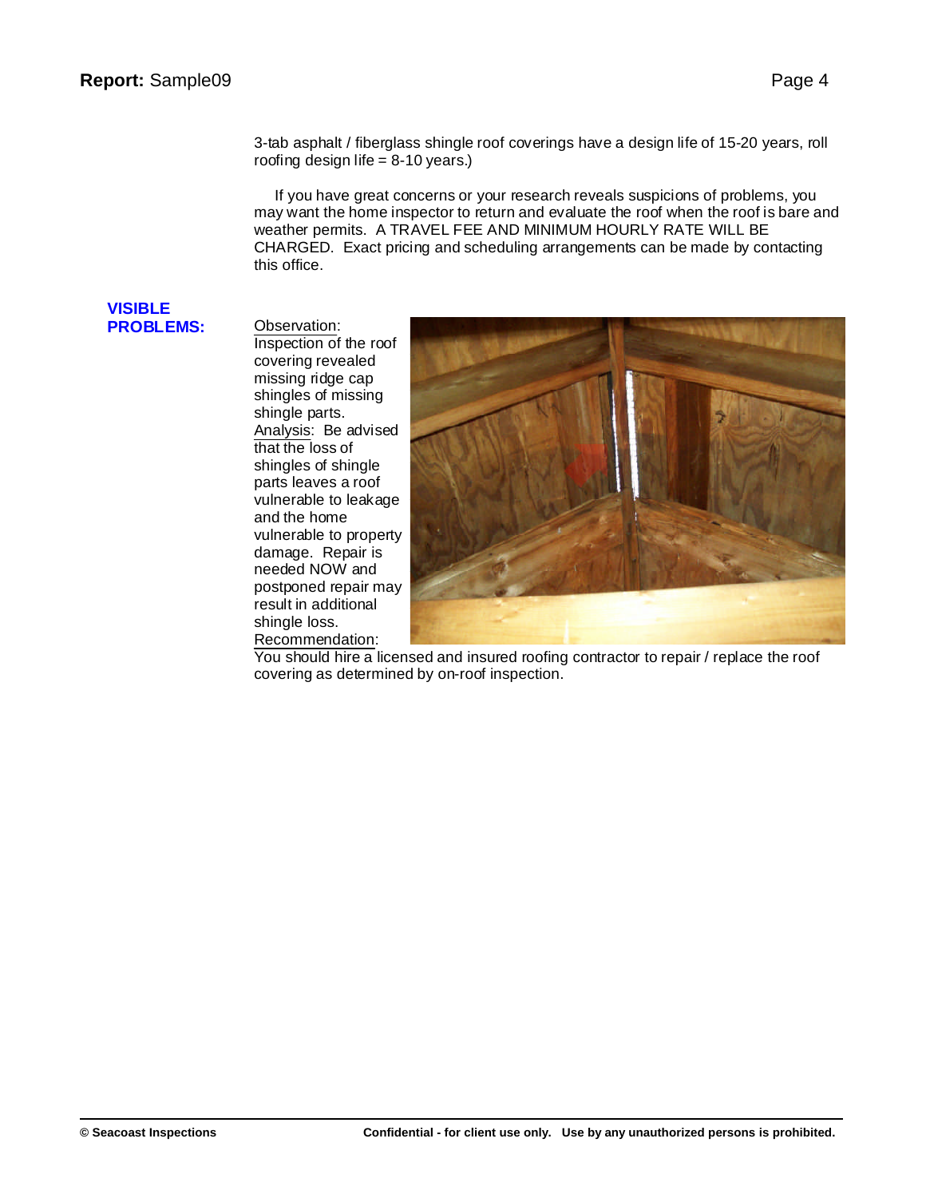3-tab asphalt / fiberglass shingle roof coverings have a design life of 15-20 years, roll roofing design life = 8-10 years.)

If you have great concerns or your research reveals suspicions of problems, you may want the home inspector to return and evaluate the roof when the roof is bare and weather permits. A TRAVEL FEE AND MINIMUM HOURLY RATE WILL BE CHARGED. Exact pricing and scheduling arrangements can be made by contacting this office.

**VISIBLE PROBLEMS:**

Observation: Inspection of the roof covering revealed missing ridge cap shingles of missing shingle parts.

Analysis: Be advised that the loss of shingles of shingle parts leaves a roof vulnerable to leakage and the home vulnerable to property damage. Repair is needed NOW and postponed repair may result in additional shingle loss.

Recommendation: You should hire a licensed and insured roofing contractor to repair / replace the roof covering as determined by on-roof inspection.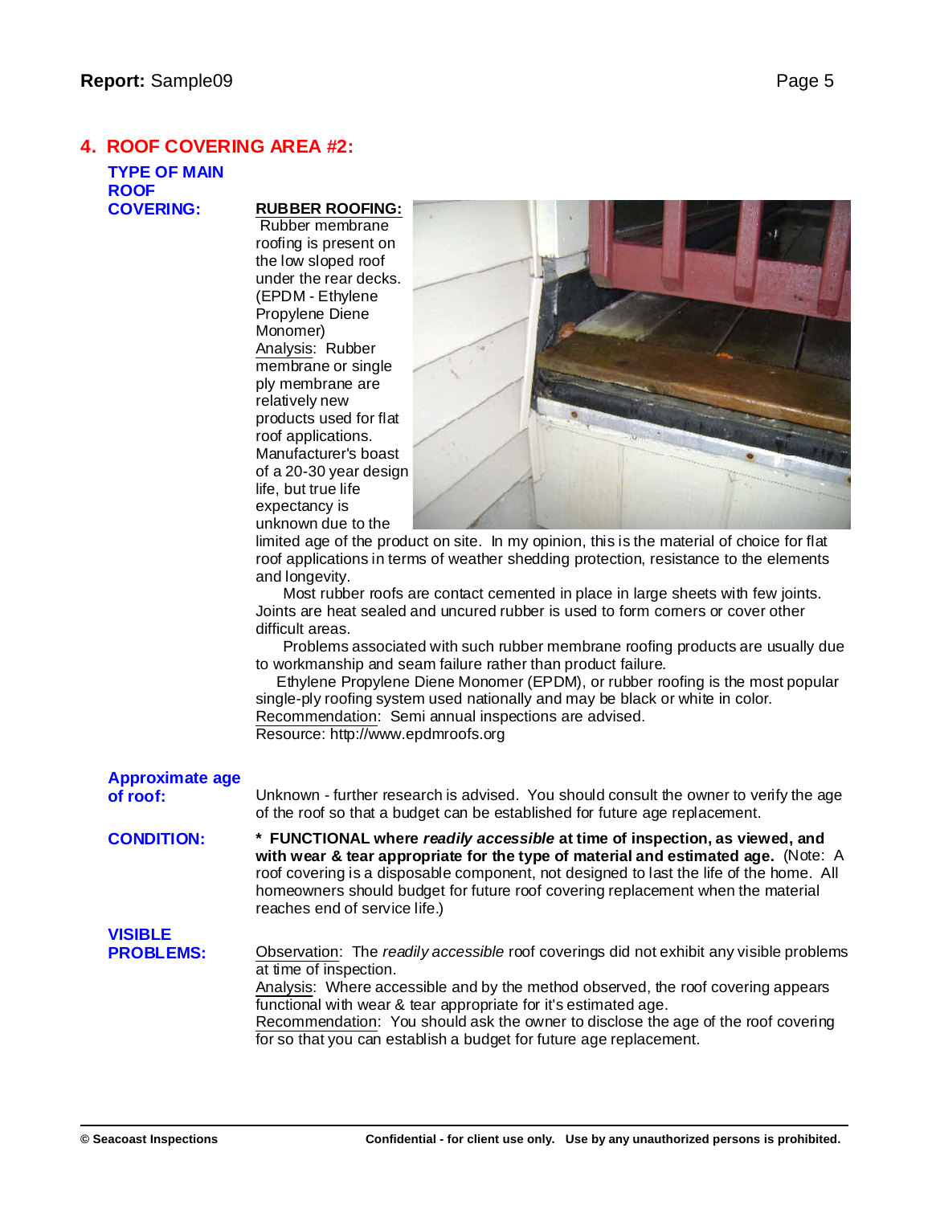## 4. ROOF COVERING AREA #2:

**TYPE OF MAIN ROOF COVERING:**

**RUBBER ROOFING:** Rubber membrane roofing is present on the low sloped roof under the rear decks. (EPDM - Ethylene Propylene Diene Monomer)

Analysis: Rubber membrane or single ply membrane are relatively new products used for flat roof applications. Manufacturer's boast of a 20-30 year design life, but true life expectancy is unknown due to the limited age of the product on site. In my opinion, this is the material of choice for flat roof applications in terms of weather shedding protection, resistance to the elements and longevity.

Most rubber roofs are contact cemented in place in large sheets with few joints. Joints are heat sealed and uncured rubber is used to form corners or cover other difficult areas.

Problems associated with such rubber membrane roofing products are usually due to workmanship and seam failure rather than product failure.

Ethylene Propylene Diene Monomer (EPDM), or rubber roofing is the most popular single-ply roofing system used nationally and may be black or white in color.

Recommendation: Semi annual inspections are advised.

Resource: http://www.epdmroofs.org

**Approximate age of roof:**

Unknown - further research is advised. You should consult the owner to verify the age of the roof so that a budget can be established for future age replacement.

**CONDITION:**

**\* FUNCTIONAL where *readily accessible* at time of inspection, as viewed, and with wear & tear appropriate for the type of material and estimated age.** (Note: A roof covering is a disposable component, not designed to last the life of the home. All homeowners should budget for future roof covering replacement when the material reaches end of service life.)

**VISIBLE PROBLEMS:**

Observation: The *readily accessible* roof coverings did not exhibit any visible problems at time of inspection.

Analysis: Where accessible and by the method observed, the roof covering appears functional with wear & tear appropriate for it's estimated age.

Recommendation: You should ask the owner to disclose the age of the roof covering for so that you can establish a budget for future age replacement.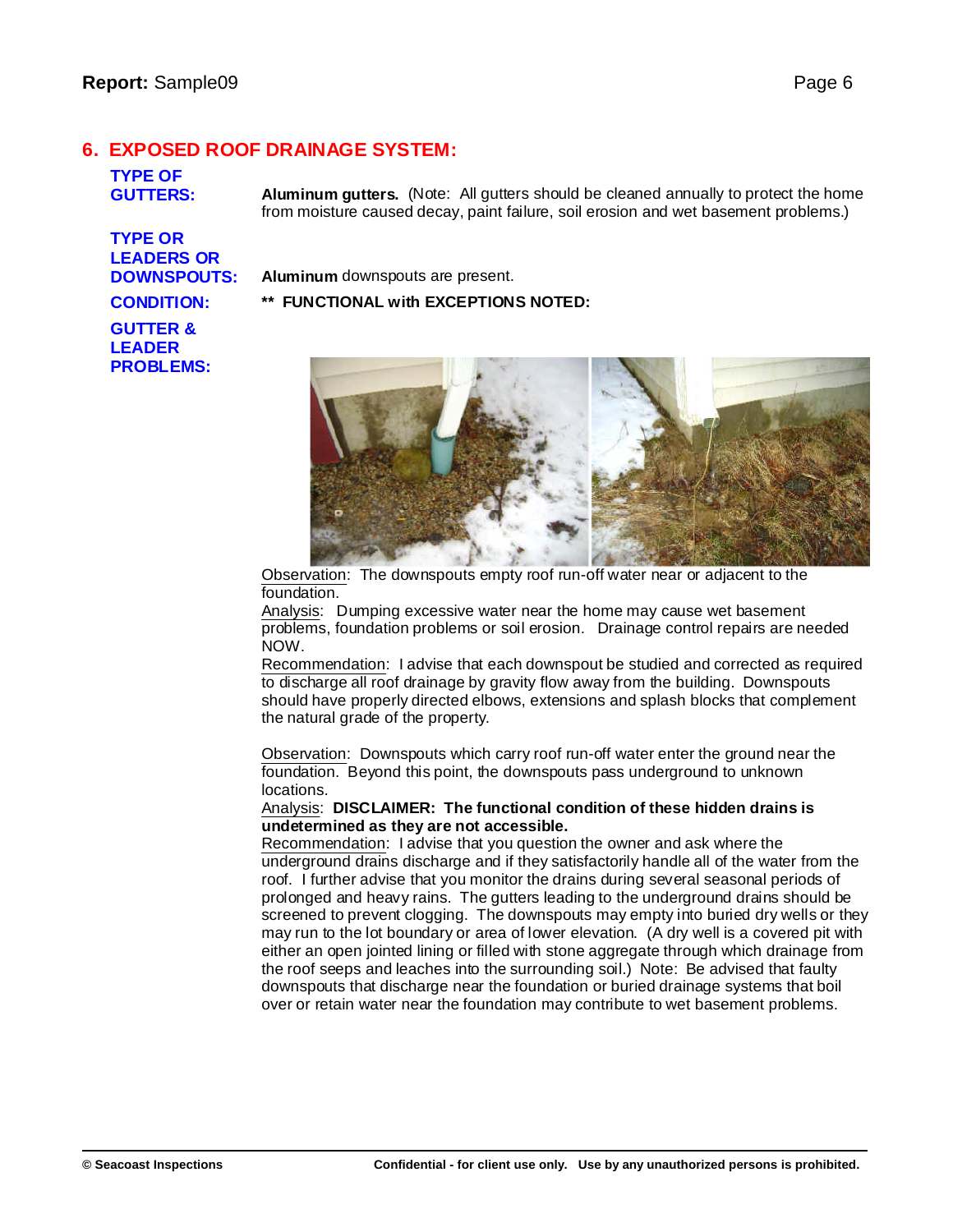## 6. EXPOSED ROOF DRAINAGE SYSTEM:

**TYPE OF GUTTERS:** **Aluminum gutters.** (Note: All gutters should be cleaned annually to protect the home from moisture caused decay, paint failure, soil erosion and wet basement problems.)

**TYPE OR LEADERS OR DOWNSPOUTS:** **Aluminum** downspouts are present.

**CONDITION:** **\*\* FUNCTIONAL with EXCEPTIONS NOTED:**

**GUTTER & LEADER PROBLEMS:**

Observation: The downspouts empty roof run-off water near or adjacent to the foundation.
Analysis: Dumping excessive water near the home may cause wet basement problems, foundation problems or soil erosion. Drainage control repairs are needed NOW.
Recommendation: I advise that each downspout be studied and corrected as required to discharge all roof drainage by gravity flow away from the building. Downspouts should have properly directed elbows, extensions and splash blocks that complement the natural grade of the property.

Observation: Downspouts which carry roof run-off water enter the ground near the foundation. Beyond this point, the downspouts pass underground to unknown locations.
Analysis: **DISCLAIMER: The functional condition of these hidden drains is undetermined as they are not accessible.**
Recommendation: I advise that you question the owner and ask where the underground drains discharge and if they satisfactorily handle all of the water from the roof. I further advise that you monitor the drains during several seasonal periods of prolonged and heavy rains. The gutters leading to the underground drains should be screened to prevent clogging. The downspouts may empty into buried dry wells or they may run to the lot boundary or area of lower elevation. (A dry well is a covered pit with either an open jointed lining or filled with stone aggregate through which drainage from the roof seeps and leaches into the surrounding soil.) Note: Be advised that faulty downspouts that discharge near the foundation or buried drainage systems that boil over or retain water near the foundation may contribute to wet basement problems.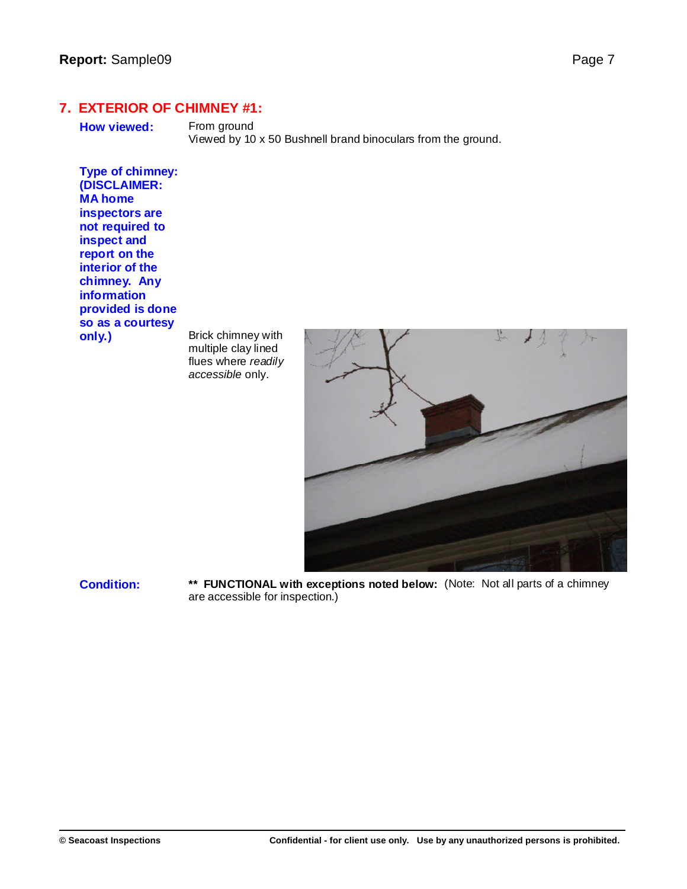## 7. EXTERIOR OF CHIMNEY #1:

**How viewed:** From ground
Viewed by 10 x 50 Bushnell brand binoculars from the ground.

**Type of chimney: (DISCLAIMER: MA home inspectors are not required to inspect and report on the interior of the chimney. Any information provided is done so as a courtesy only.)** Brick chimney with multiple clay lined flues where *readily accessible* only.

**Condition:** **\*\* FUNCTIONAL with exceptions noted below:** (Note: Not all parts of a chimney are accessible for inspection.)

© Seacoast Inspections — Confidential - for client use only. Use by any unauthorized persons is prohibited.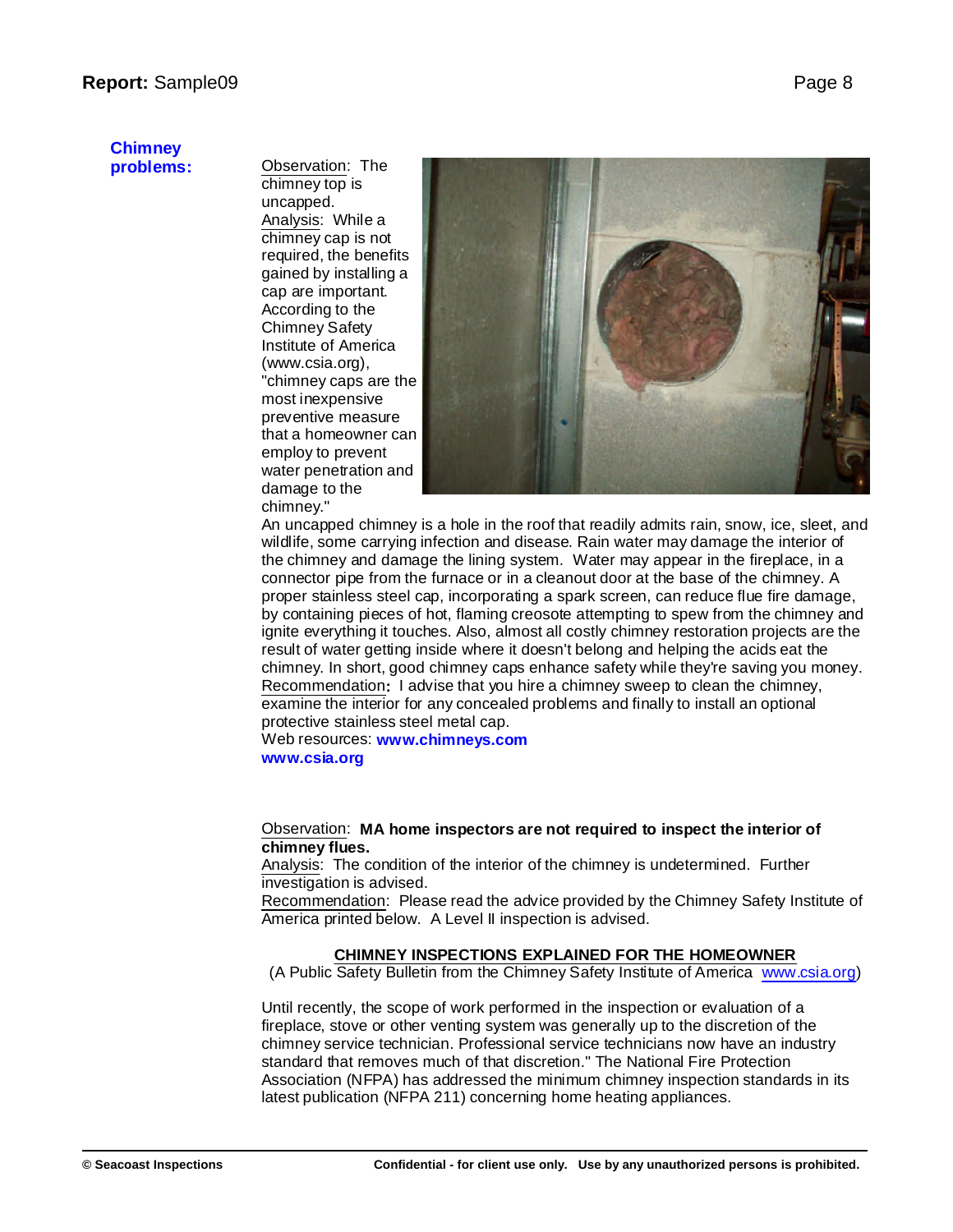**Chimney problems:**

Observation: The chimney top is uncapped.
Analysis: While a chimney cap is not required, the benefits gained by installing a cap are important. According to the Chimney Safety Institute of America (www.csia.org), "chimney caps are the most inexpensive preventive measure that a homeowner can employ to prevent water penetration and damage to the chimney."
An uncapped chimney is a hole in the roof that readily admits rain, snow, ice, sleet, and wildlife, some carrying infection and disease. Rain water may damage the interior of the chimney and damage the lining system. Water may appear in the fireplace, in a connector pipe from the furnace or in a cleanout door at the base of the chimney. A proper stainless steel cap, incorporating a spark screen, can reduce flue fire damage, by containing pieces of hot, flaming creosote attempting to spew from the chimney and ignite everything it touches. Also, almost all costly chimney restoration projects are the result of water getting inside where it doesn't belong and helping the acids eat the chimney. In short, good chimney caps enhance safety while they're saving you money.
Recommendation**:** I advise that you hire a chimney sweep to clean the chimney, examine the interior for any concealed problems and finally to install an optional protective stainless steel metal cap.
Web resources: **www.chimneys.com**
**www.csia.org**

Observation: **MA home inspectors are not required to inspect the interior of chimney flues.**
Analysis: The condition of the interior of the chimney is undetermined. Further investigation is advised.
Recommendation: Please read the advice provided by the Chimney Safety Institute of America printed below. A Level II inspection is advised.

**CHIMNEY INSPECTIONS EXPLAINED FOR THE HOMEOWNER**

(A Public Safety Bulletin from the Chimney Safety Institute of America www.csia.org)

Until recently, the scope of work performed in the inspection or evaluation of a fireplace, stove or other venting system was generally up to the discretion of the chimney service technician. Professional service technicians now have an industry standard that removes much of that discretion." The National Fire Protection Association (NFPA) has addressed the minimum chimney inspection standards in its latest publication (NFPA 211) concerning home heating appliances.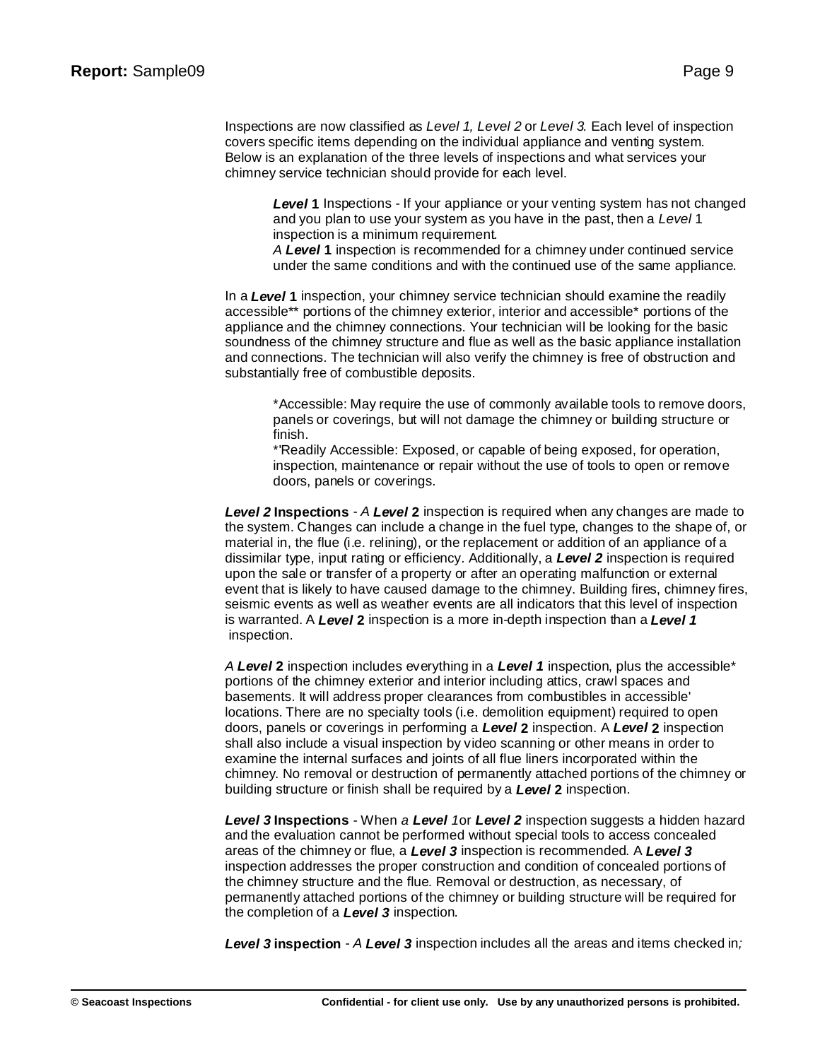Inspections are now classified as *Level 1, Level 2* or *Level 3.* Each level of inspection covers specific items depending on the individual appliance and venting system. Below is an explanation of the three levels of inspections and what services your chimney service technician should provide for each level.

> ***Level* 1** Inspections - If your appliance or your venting system has not changed and you plan to use your system as you have in the past, then a *Level* 1 inspection is a minimum requirement.
> *A* ***Level* 1** inspection is recommended for a chimney under continued service under the same conditions and with the continued use of the same appliance.

In a ***Level* 1** inspection, your chimney service technician should examine the readily accessible** portions of the chimney exterior, interior and accessible* portions of the appliance and the chimney connections. Your technician will be looking for the basic soundness of the chimney structure and flue as well as the basic appliance installation and connections. The technician will also verify the chimney is free of obstruction and substantially free of combustible deposits.

> *Accessible: May require the use of commonly available tools to remove doors, panels or coverings, but will not damage the chimney or building structure or finish.
> *'Readily Accessible: Exposed, or capable of being exposed, for operation, inspection, maintenance or repair without the use of tools to open or remove doors, panels or coverings.

***Level 2* Inspections** - *A* ***Level* 2** inspection is required when any changes are made to the system. Changes can include a change in the fuel type, changes to the shape of, or material in, the flue (i.e. relining), or the replacement or addition of an appliance of a dissimilar type, input rating or efficiency. Additionally, a ***Level 2*** inspection is required upon the sale or transfer of a property or after an operating malfunction or external event that is likely to have caused damage to the chimney. Building fires, chimney fires, seismic events as well as weather events are all indicators that this level of inspection is warranted. A ***Level* 2** inspection is a more in-depth inspection than a ***Level 1*** inspection.

*A* ***Level* 2** inspection includes everything in a ***Level 1*** inspection, plus the accessible* portions of the chimney exterior and interior including attics, crawl spaces and basements. It will address proper clearances from combustibles in accessible' locations. There are no specialty tools (i.e. demolition equipment) required to open doors, panels or coverings in performing a ***Level* 2** inspection. A ***Level* 2** inspection shall also include a visual inspection by video scanning or other means in order to examine the internal surfaces and joints of all flue liners incorporated within the chimney. No removal or destruction of permanently attached portions of the chimney or building structure or finish shall be required by a ***Level* 2** inspection.

***Level 3* Inspections** - When *a* ***Level 1***or ***Level 2*** inspection suggests a hidden hazard and the evaluation cannot be performed without special tools to access concealed areas of the chimney or flue, a ***Level 3*** inspection is recommended. A ***Level 3*** inspection addresses the proper construction and condition of concealed portions of the chimney structure and the flue. Removal or destruction, as necessary, of permanently attached portions of the chimney or building structure will be required for the completion of a ***Level 3*** inspection.

***Level 3* inspection** - *A* ***Level 3*** inspection includes all the areas and items checked in*;*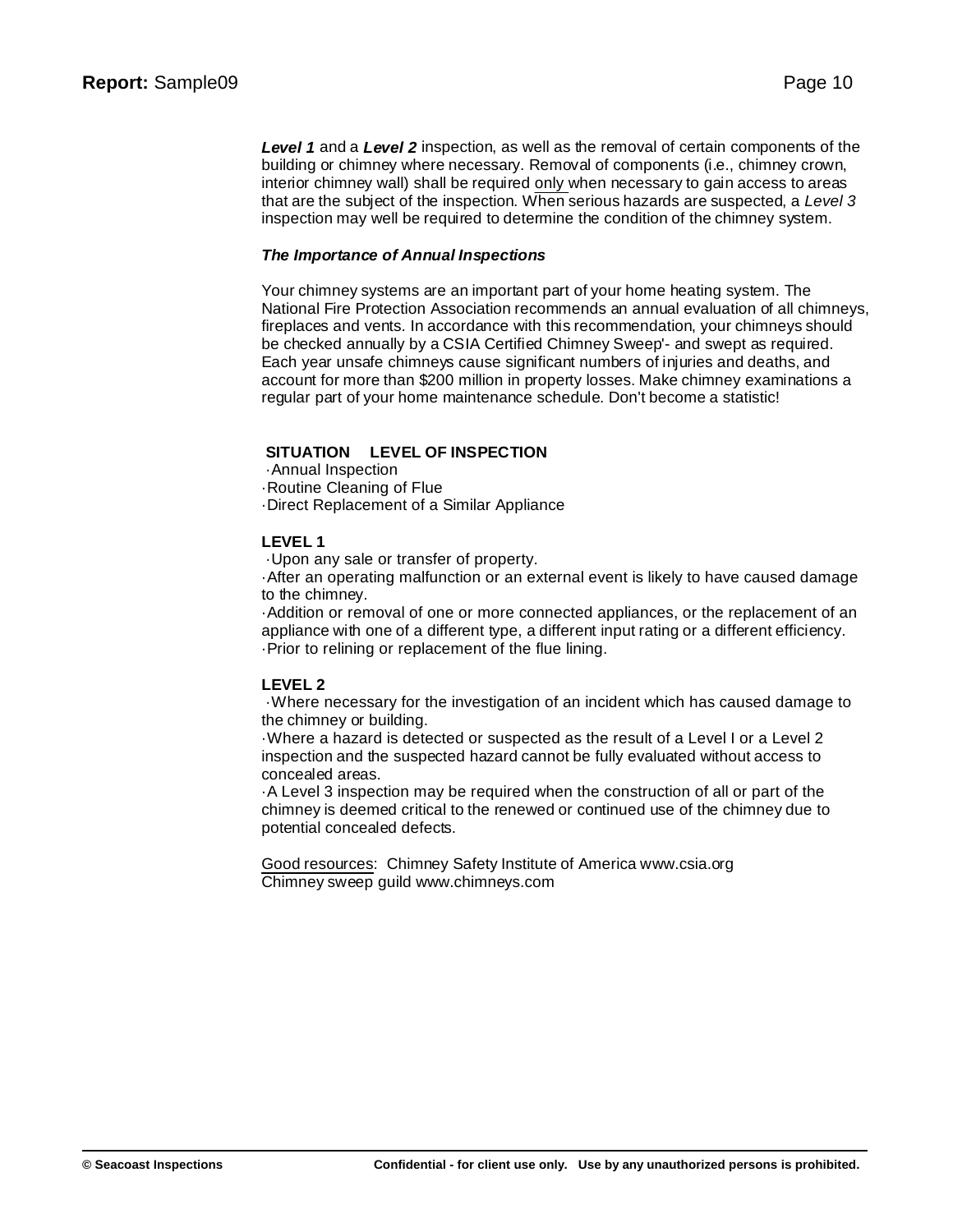***Level 1*** and a ***Level 2*** inspection, as well as the removal of certain components of the building or chimney where necessary. Removal of components (i.e., chimney crown, interior chimney wall) shall be required only when necessary to gain access to areas that are the subject of the inspection. When serious hazards are suspected, a *Level 3* inspection may well be required to determine the condition of the chimney system.

***The Importance of Annual Inspections***

Your chimney systems are an important part of your home heating system. The National Fire Protection Association recommends an annual evaluation of all chimneys, fireplaces and vents. In accordance with this recommendation, your chimneys should be checked annually by a CSIA Certified Chimney Sweep'- and swept as required. Each year unsafe chimneys cause significant numbers of injuries and deaths, and account for more than $200 million in property losses. Make chimney examinations a regular part of your home maintenance schedule. Don't become a statistic!

**SITUATION    LEVEL OF INSPECTION**

·Annual Inspection
·Routine Cleaning of Flue
·Direct Replacement of a Similar Appliance

**LEVEL 1**

·Upon any sale or transfer of property.
·After an operating malfunction or an external event is likely to have caused damage to the chimney.
·Addition or removal of one or more connected appliances, or the replacement of an appliance with one of a different type, a different input rating or a different efficiency.
·Prior to relining or replacement of the flue lining.

**LEVEL 2**

·Where necessary for the investigation of an incident which has caused damage to the chimney or building.
·Where a hazard is detected or suspected as the result of a Level I or a Level 2 inspection and the suspected hazard cannot be fully evaluated without access to concealed areas.
·A Level 3 inspection may be required when the construction of all or part of the chimney is deemed critical to the renewed or continued use of the chimney due to potential concealed defects.

Good resources: Chimney Safety Institute of America www.csia.org
Chimney sweep guild www.chimneys.com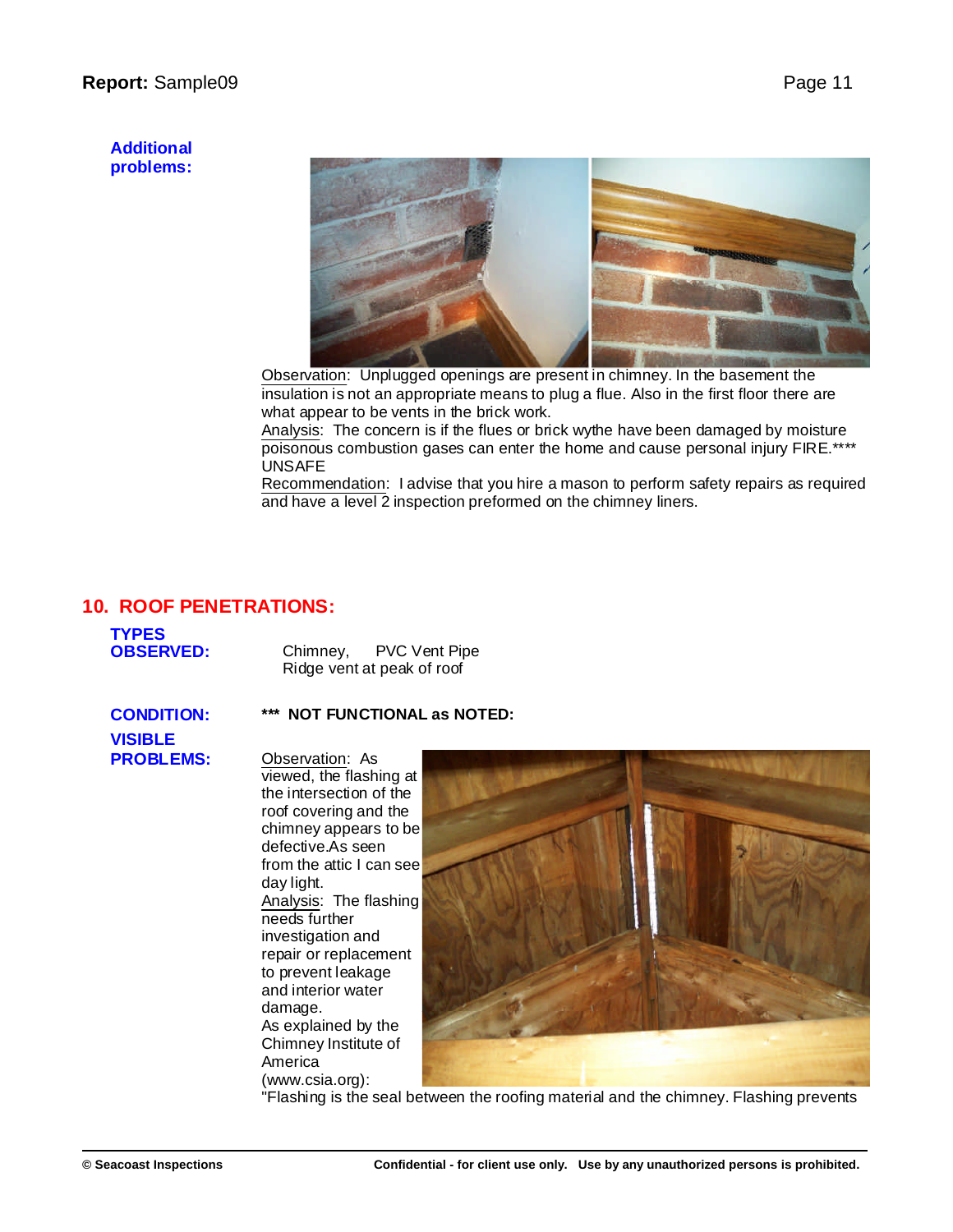**Additional problems:**

Observation: Unplugged openings are present in chimney. In the basement the insulation is not an appropriate means to plug a flue. Also in the first floor there are what appear to be vents in the brick work.
Analysis: The concern is if the flues or brick wythe have been damaged by moisture poisonous combustion gases can enter the home and cause personal injury FIRE.**** UNSAFE
Recommendation: I advise that you hire a mason to perform safety repairs as required and have a level 2 inspection preformed on the chimney liners.

## 10. ROOF PENETRATIONS:

**TYPES OBSERVED:** Chimney, PVC Vent Pipe
Ridge vent at peak of roof

**CONDITION:** *** **NOT FUNCTIONAL as NOTED:**

**VISIBLE PROBLEMS:**

Observation: As viewed, the flashing at the intersection of the roof covering and the chimney appears to be defective.As seen from the attic I can see day light.
Analysis: The flashing needs further investigation and repair or replacement to prevent leakage and interior water damage.
As explained by the Chimney Institute of America (www.csia.org):
"Flashing is the seal between the roofing material and the chimney. Flashing prevents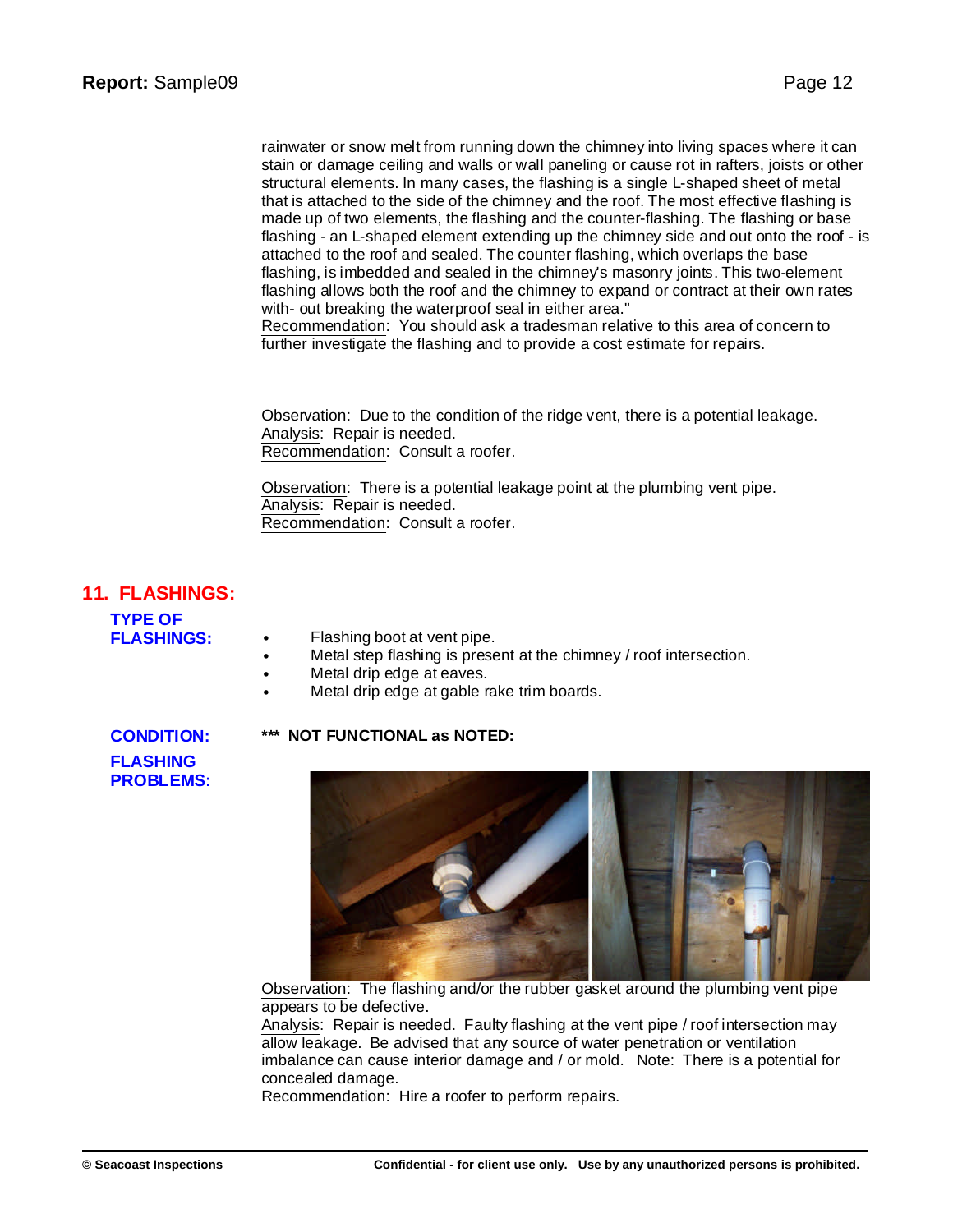rainwater or snow melt from running down the chimney into living spaces where it can stain or damage ceiling and walls or wall paneling or cause rot in rafters, joists or other structural elements. In many cases, the flashing is a single L-shaped sheet of metal that is attached to the side of the chimney and the roof. The most effective flashing is made up of two elements, the flashing and the counter-flashing. The flashing or base flashing - an L-shaped element extending up the chimney side and out onto the roof - is attached to the roof and sealed. The counter flashing, which overlaps the base flashing, is imbedded and sealed in the chimney's masonry joints. This two-element flashing allows both the roof and the chimney to expand or contract at their own rates with- out breaking the waterproof seal in either area."
Recommendation: You should ask a tradesman relative to this area of concern to further investigate the flashing and to provide a cost estimate for repairs.

Observation: Due to the condition of the ridge vent, there is a potential leakage.
Analysis: Repair is needed.
Recommendation: Consult a roofer.

Observation: There is a potential leakage point at the plumbing vent pipe.
Analysis: Repair is needed.
Recommendation: Consult a roofer.

## 11. FLASHINGS:

**TYPE OF FLASHINGS:**

- Flashing boot at vent pipe.
- Metal step flashing is present at the chimney / roof intersection.
- Metal drip edge at eaves.
- Metal drip edge at gable rake trim boards.

**CONDITION:** *** **NOT FUNCTIONAL as NOTED:**

**FLASHING PROBLEMS:**

Observation: The flashing and/or the rubber gasket around the plumbing vent pipe appears to be defective.
Analysis: Repair is needed. Faulty flashing at the vent pipe / roof intersection may allow leakage. Be advised that any source of water penetration or ventilation imbalance can cause interior damage and / or mold. Note: There is a potential for concealed damage.
Recommendation: Hire a roofer to perform repairs.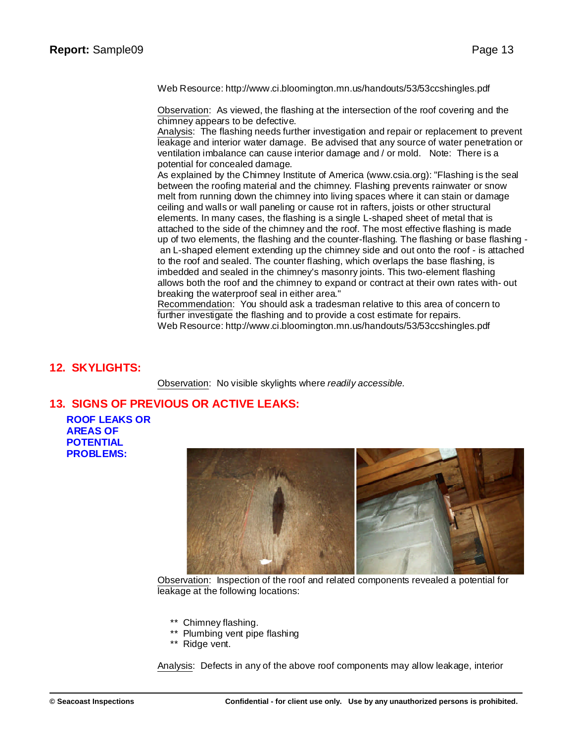Web Resource: http://www.ci.bloomington.mn.us/handouts/53/53ccshingles.pdf

Observation: As viewed, the flashing at the intersection of the roof covering and the chimney appears to be defective.
Analysis: The flashing needs further investigation and repair or replacement to prevent leakage and interior water damage. Be advised that any source of water penetration or ventilation imbalance can cause interior damage and / or mold. Note: There is a potential for concealed damage.
As explained by the Chimney Institute of America (www.csia.org): "Flashing is the seal between the roofing material and the chimney. Flashing prevents rainwater or snow melt from running down the chimney into living spaces where it can stain or damage ceiling and walls or wall paneling or cause rot in rafters, joists or other structural elements. In many cases, the flashing is a single L-shaped sheet of metal that is attached to the side of the chimney and the roof. The most effective flashing is made up of two elements, the flashing and the counter-flashing. The flashing or base flashing - an L-shaped element extending up the chimney side and out onto the roof - is attached to the roof and sealed. The counter flashing, which overlaps the base flashing, is imbedded and sealed in the chimney's masonry joints. This two-element flashing allows both the roof and the chimney to expand or contract at their own rates with- out breaking the waterproof seal in either area."
Recommendation: You should ask a tradesman relative to this area of concern to further investigate the flashing and to provide a cost estimate for repairs.
Web Resource: http://www.ci.bloomington.mn.us/handouts/53/53ccshingles.pdf

## 12. SKYLIGHTS:

Observation: No visible skylights where *readily accessible.*

## 13. SIGNS OF PREVIOUS OR ACTIVE LEAKS:

### ROOF LEAKS OR AREAS OF POTENTIAL PROBLEMS:

Observation: Inspection of the roof and related components revealed a potential for leakage at the following locations:

** Chimney flashing.
** Plumbing vent pipe flashing
** Ridge vent.

Analysis: Defects in any of the above roof components may allow leakage, interior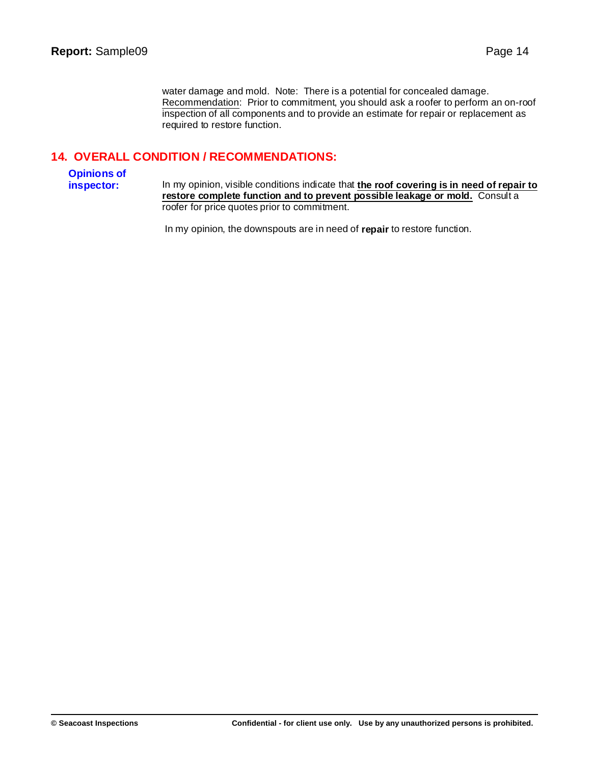water damage and mold.  Note:  There is a potential for concealed damage.
Recommendation:  Prior to commitment, you should ask a roofer to perform an on-roof inspection of all components and to provide an estimate for repair or replacement as required to restore function.

## 14. OVERALL CONDITION / RECOMMENDATIONS:

**Opinions of inspector:**

In my opinion, visible conditions indicate that **the roof covering is in need of repair to restore complete function and to prevent possible leakage or mold.** Consult a roofer for price quotes prior to commitment.

In my opinion, the downspouts are in need of **repair** to restore function.